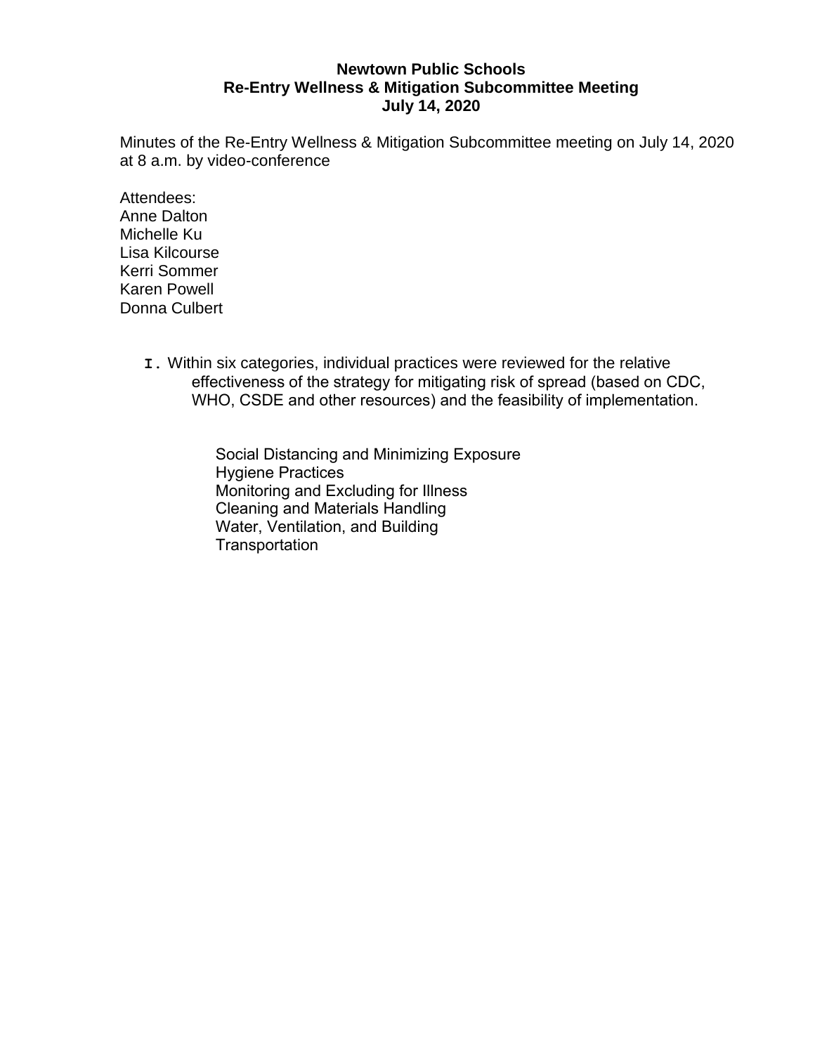**Newtown Public Schools**
**Re-Entry Wellness & Mitigation Subcommittee Meeting**
**July 14, 2020**

Minutes of the Re-Entry Wellness & Mitigation Subcommittee meeting on July 14, 2020 at 8 a.m. by video-conference

Attendees:
Anne Dalton
Michelle Ku
Lisa Kilcourse
Kerri Sommer
Karen Powell
Donna Culbert

I. Within six categories, individual practices were reviewed for the relative effectiveness of the strategy for mitigating risk of spread (based on CDC, WHO, CSDE and other resources) and the feasibility of implementation.

    Social Distancing and Minimizing Exposure
    Hygiene Practices
    Monitoring and Excluding for Illness
    Cleaning and Materials Handling
    Water, Ventilation, and Building
    Transportation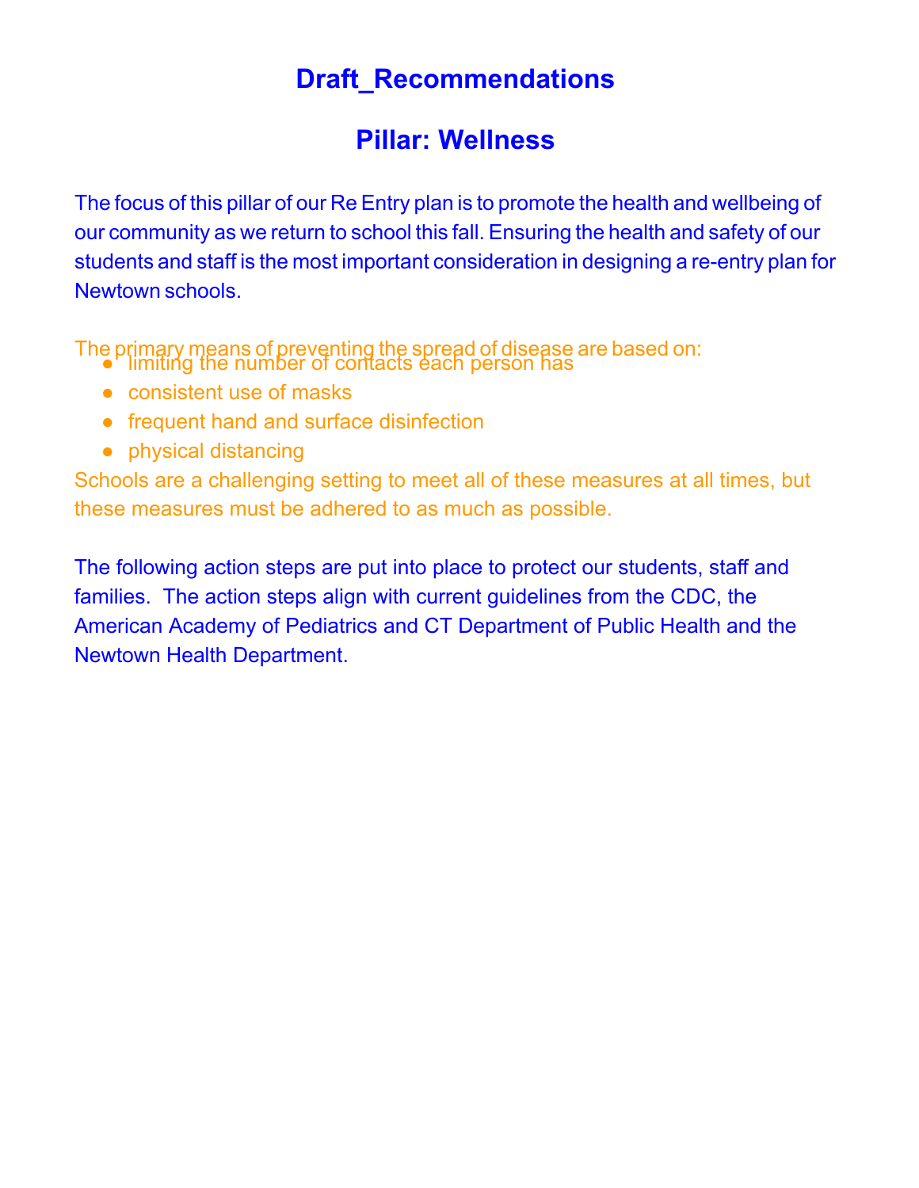# Draft_Recommendations

## Pillar: Wellness

The focus of this pillar of our Re Entry plan is to promote the health and wellbeing of our community as we return to school this fall. Ensuring the health and safety of our students and staff is the most important consideration in designing a re-entry plan for Newtown schools.

The primary means of preventing the spread of disease are based on:

- limiting the number of contacts each person has
- consistent use of masks
- frequent hand and surface disinfection
- physical distancing

Schools are a challenging setting to meet all of these measures at all times, but these measures must be adhered to as much as possible.

The following action steps are put into place to protect our students, staff and families. The action steps align with current guidelines from the CDC, the American Academy of Pediatrics and CT Department of Public Health and the Newtown Health Department.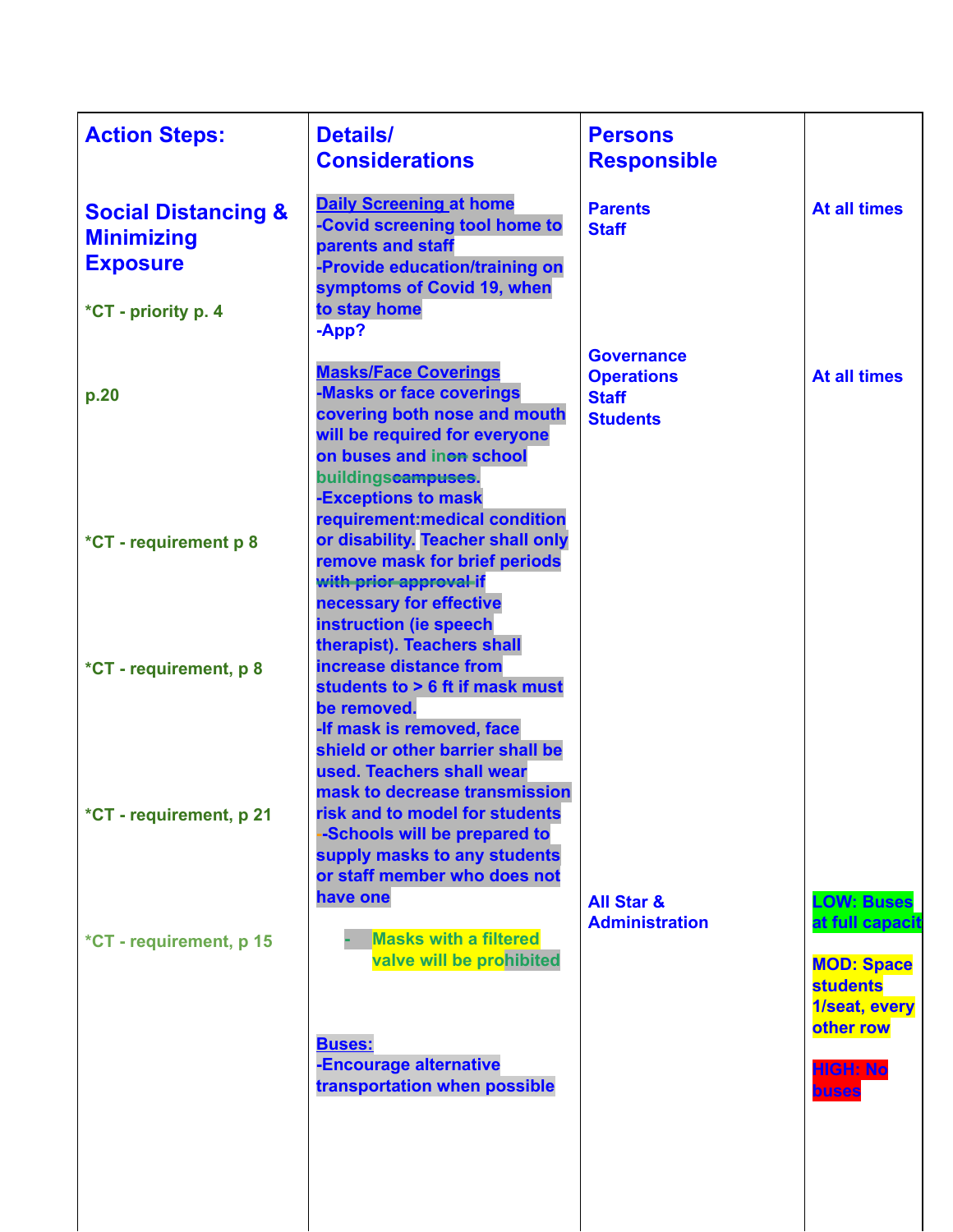| Action Steps: | Details/ Considerations | Persons Responsible | |
|---|---|---|---|
| **Social Distancing & Minimizing Exposure**<br><br>*CT - priority p. 4 | **Daily Screening at home**<br>-Covid screening tool home to parents and staff<br>-Provide education/training on symptoms of Covid 19, when to stay home<br>-App? | Parents<br>Staff | At all times |
| p.20<br><br>*CT - requirement p 8<br><br>*CT - requirement, p 8<br><br>*CT - requirement, p 21 | **Masks/Face Coverings**<br>-Masks or face coverings covering both nose and mouth will be required for everyone on buses and in ~~on~~ school buildings~~campuses~~.<br>-Exceptions to mask requirement:medical condition or disability. Teacher shall only remove mask for brief periods ~~with prior approval~~ if necessary for effective instruction (ie speech therapist). Teachers shall increase distance from students to > 6 ft if mask must be removed.<br>-If mask is removed, face shield or other barrier shall be used. Teachers shall wear mask to decrease transmission risk and to model for students<br>-Schools will be prepared to supply masks to any students or staff member who does not have one | Governance<br>Operations<br>Staff<br>Students | At all times |
| *CT - requirement, p 15 | - Masks with a filtered valve will be prohibited<br><br>**Buses:**<br>-Encourage alternative transportation when possible | All Star & Administration | LOW: Buses at full capacit<br><br>MOD: Space students 1/seat, every other row<br><br>HIGH: No buses |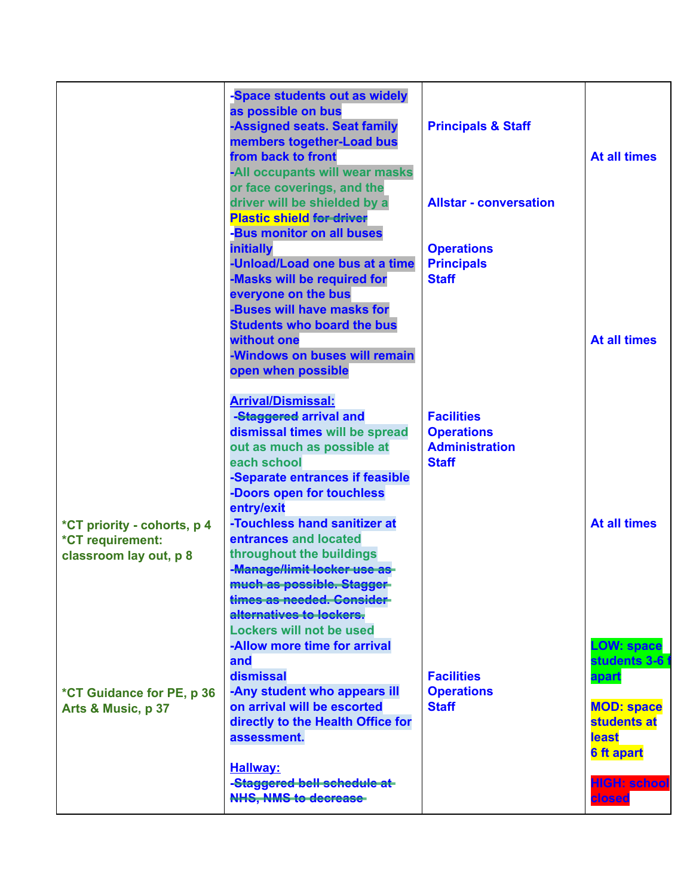| | | | |
|---|---|---|---|
| | -Space students out as widely as possible on bus<br>-Assigned seats. Seat family members together-Load bus from back to front<br>-All occupants will wear masks or face coverings, and the driver will be shielded by a Plastic shield ~~for driver~~<br>-Bus monitor on all buses initially<br>-Unload/Load one bus at a time<br>-Masks will be required for everyone on the bus<br>-Buses will have masks for Students who board the bus without one<br>-Windows on buses will remain open when possible | Principals & Staff<br><br>Allstar - conversation<br><br>Operations<br>Principals<br>Staff | At all times<br><br>At all times |
| *CT priority - cohorts, p 4<br>*CT requirement: classroom lay out, p 8<br><br>*CT Guidance for PE, p 36<br>Arts & Music, p 37 | **Arrival/Dismissal:**<br>-~~Staggered~~ arrival and dismissal times will be spread out as much as possible at each school<br>-Separate entrances if feasible<br>-Doors open for touchless entry/exit<br>-Touchless hand sanitizer at entrances and located throughout the buildings<br>~~-Manage/limit locker use as much as possible. Stagger times as needed. Consider alternatives to lockers.~~<br>Lockers will not be used<br>-Allow more time for arrival and dismissal<br>-Any student who appears ill on arrival will be escorted directly to the Health Office for assessment.<br><br>**Hallway:**<br>~~-Staggered bell schedule at NHS, NMS to decrease~~ | Facilities<br>Operations<br>Administration<br>Staff<br><br>Facilities<br>Operations<br>Staff | At all times<br><br>LOW: space students 3-6 ft apart<br><br>MOD: space students at least 6 ft apart<br><br>HIGH: school closed |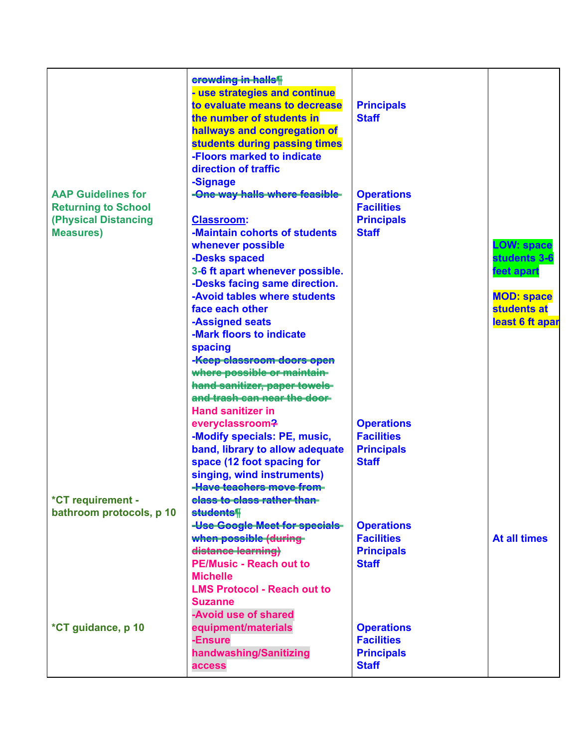| | | | |
|---|---|---|---|
| AAP Guidelines for Returning to School (Physical Distancing Measures) | ~~crowding in halls~~¶<br>- use strategies and continue to evaluate means to decrease the number of students in hallways and congregation of students during passing times<br>-Floors marked to indicate direction of traffic<br>-Signage<br>~~-One way halls where feasible~~ | Principals<br>Staff<br><br>Operations<br>Facilities<br>Principals<br>Staff | |
| | Classroom:<br>-Maintain cohorts of students whenever possible<br>-Desks spaced 3-6 ft apart whenever possible.<br>-Desks facing same direction.<br>-Avoid tables where students face each other<br>-Assigned seats<br>-Mark floors to indicate spacing<br>~~-Keep classroom doors open where possible or maintain hand sanitizer, paper towels and trash can near the door~~<br>Hand sanitizer in everyclassroom~~?~~ | | LOW: space students 3-6 feet apart<br><br>MOD: space students at least 6 ft apar |
| *CT requirement - bathroom protocols, p 10 | -Modify specials: PE, music, band, library to allow adequate space (12 foot spacing for singing, wind instruments)<br>~~-Have teachers move from class to class rather than students~~¶<br>~~-Use Google Meet for specials when possible (during distance learning)~~<br>PE/Music - Reach out to Michelle<br>LMS Protocol - Reach out to Suzanne | Operations<br>Facilities<br>Principals<br>Staff<br><br>Operations<br>Facilities<br>Principals<br>Staff | At all times |
| *CT guidance, p 10 | -Avoid use of shared equipment/materials<br>-Ensure handwashing/Sanitizing access | Operations<br>Facilities<br>Principals<br>Staff | |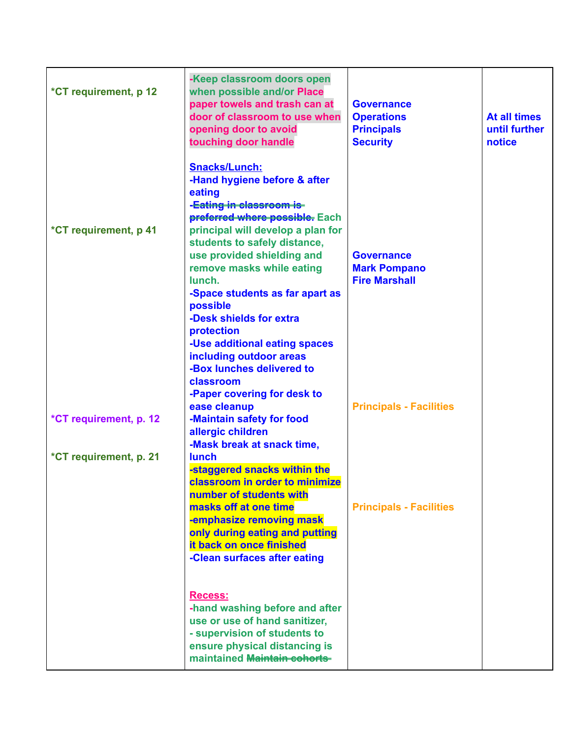| | | | |
|---|---|---|---|
| *CT requirement, p 12 | -Keep classroom doors open when possible and/or Place paper towels and trash can at door of classroom to use when opening door to avoid touching door handle | Governance<br>Operations<br>Principals<br>Security | At all times until further notice |
| *CT requirement, p 41<br><br>*CT requirement, p. 12<br><br>*CT requirement, p. 21 | <u>Snacks/Lunch:</u><br>-Hand hygiene before & after eating<br>-~~Eating in classroom is preferred where possible.~~ Each principal will develop a plan for students to safely distance, use provided shielding and remove masks while eating lunch.<br>-Space students as far apart as possible<br>-Desk shields for extra protection<br>-Use additional eating spaces including outdoor areas<br>-Box lunches delivered to classroom<br>-Paper covering for desk to ease cleanup<br>-Maintain safety for food allergic children<br>-Mask break at snack time, lunch<br>-staggered snacks within the classroom in order to minimize number of students with masks off at one time<br>-emphasize removing mask only during eating and putting it back on once finished<br>-Clean surfaces after eating<br><br><u>Recess:</u><br>-hand washing before and after use or use of hand sanitizer,<br>- supervision of students to ensure physical distancing is maintained ~~Maintain cohorts~~ | Governance<br>Mark Pompano<br>Fire Marshall<br><br>Principals - Facilities<br><br>Principals - Facilities | |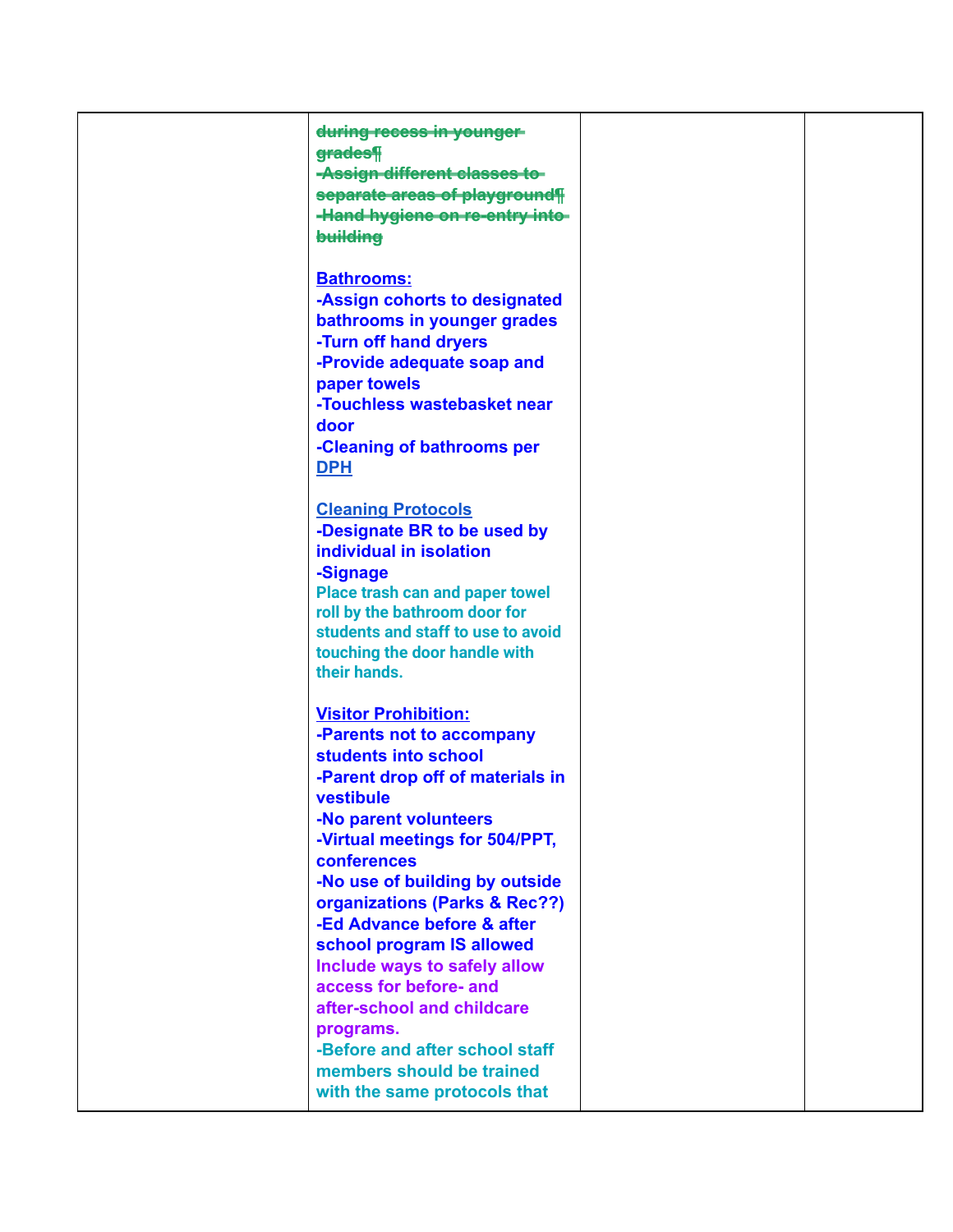| | ~~during recess in younger grades¶~~<br>~~-Assign different classes to separate areas of playground¶~~<br>~~-Hand hygiene on re-entry into building~~<br><br>**Bathrooms:**<br>**-Assign cohorts to designated bathrooms in younger grades**<br>**-Turn off hand dryers**<br>**-Provide adequate soap and paper towels**<br>**-Touchless wastebasket near door**<br>**-Cleaning of bathrooms per DPH**<br><br>**Cleaning Protocols**<br>**-Designate BR to be used by individual in isolation**<br>**-Signage**<br>**Place trash can and paper towel roll by the bathroom door for students and staff to use to avoid touching the door handle with their hands.**<br><br>**Visitor Prohibition:**<br>**-Parents not to accompany students into school**<br>**-Parent drop off of materials in vestibule**<br>**-No parent volunteers**<br>**-Virtual meetings for 504/PPT, conferences**<br>**-No use of building by outside organizations (Parks & Rec??)**<br>**-Ed Advance before & after school program IS allowed**<br>**Include ways to safely allow access for before- and after-school and childcare programs.**<br>**-Before and after school staff members should be trained with the same protocols that** | | |
|---|---|---|---|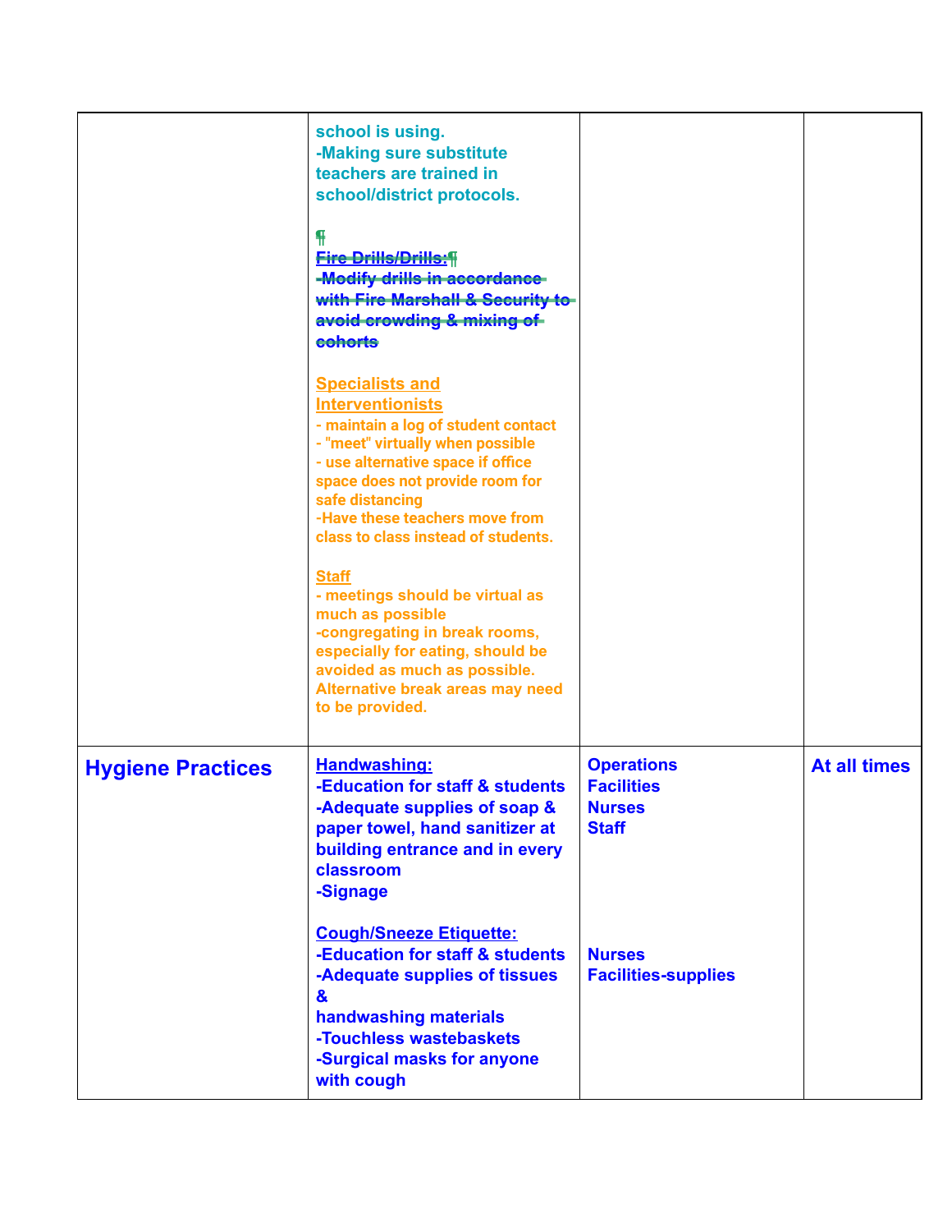| | | | |
|---|---|---|---|
| | school is using.<br>-Making sure substitute teachers are trained in school/district protocols.<br><br>~~Fire Drills/Drills:~~<br>~~-Modify drills in accordance with Fire Marshall & Security to avoid crowding & mixing of cohorts~~<br><br>Specialists and Interventionists<br>- maintain a log of student contact<br>- "meet" virtually when possible<br>- use alternative space if office space does not provide room for safe distancing<br>-Have these teachers move from class to class instead of students.<br><br>Staff<br>- meetings should be virtual as much as possible<br>-congregating in break rooms, especially for eating, should be avoided as much as possible. Alternative break areas may need to be provided. | | |
| **Hygiene Practices** | **Handwashing:**<br>**-Education for staff & students**<br>**-Adequate supplies of soap & paper towel, hand sanitizer at building entrance and in every classroom**<br>**-Signage**<br><br>**Cough/Sneeze Etiquette:**<br>**-Education for staff & students**<br>**-Adequate supplies of tissues & handwashing materials**<br>**-Touchless wastebaskets**<br>**-Surgical masks for anyone with cough** | **Operations**<br>**Facilities**<br>**Nurses**<br>**Staff**<br><br><br><br>**Nurses**<br>**Facilities-supplies** | **At all times** |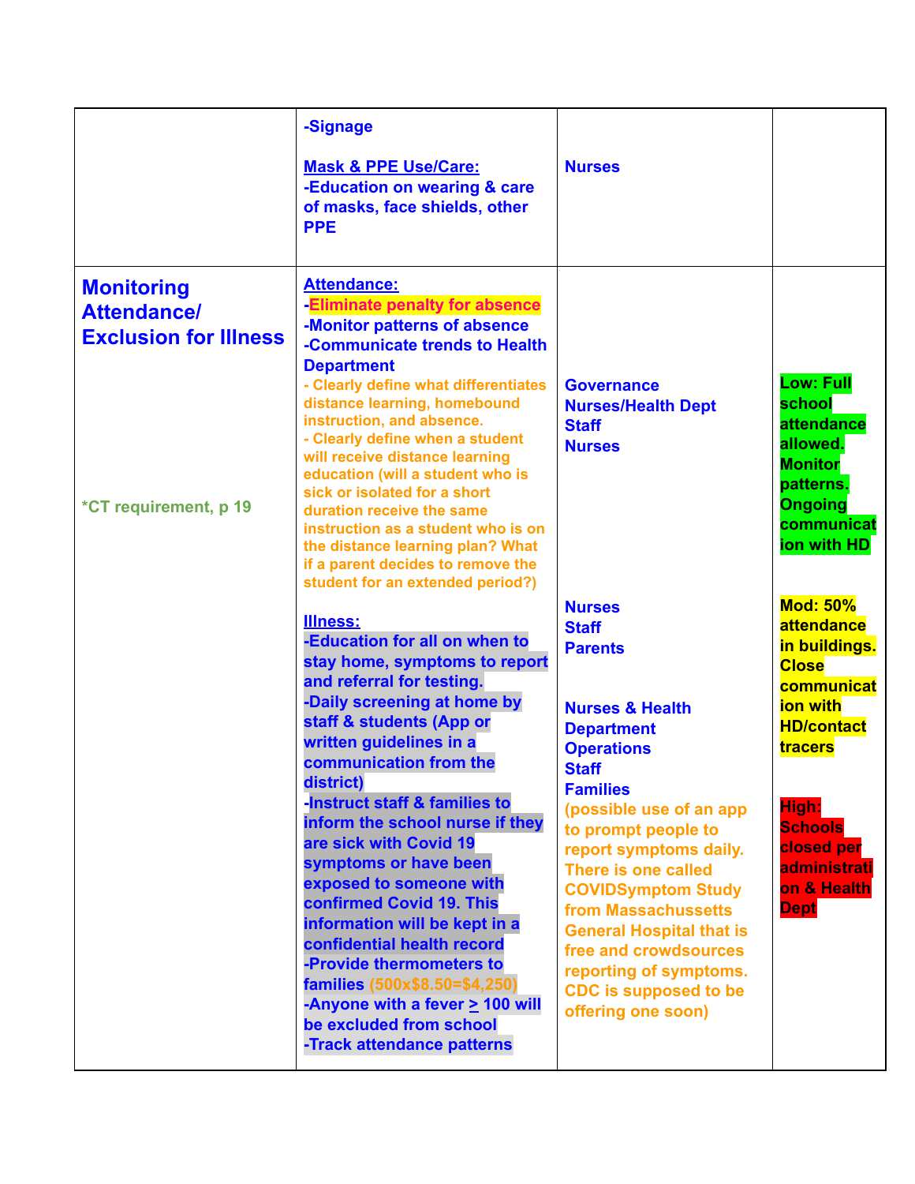| | | | |
|---|---|---|---|
| | -Signage<br><br>**Mask & PPE Use/Care:**<br>-Education on wearing & care of masks, face shields, other PPE | Nurses | |
| **Monitoring Attendance/ Exclusion for Illness**<br><br>*CT requirement, p 19 | **Attendance:**<br>-Eliminate penalty for absence<br>-Monitor patterns of absence<br>-Communicate trends to Health Department<br>- Clearly define what differentiates distance learning, homebound instruction, and absence.<br>- Clearly define when a student will receive distance learning education (will a student who is sick or isolated for a short duration receive the same instruction as a student who is on the distance learning plan? What if a parent decides to remove the student for an extended period?)<br><br>**Illness:**<br>-Education for all on when to stay home, symptoms to report and referral for testing.<br>-Daily screening at home by staff & students (App or written guidelines in a communication from the district)<br>-Instruct staff & families to inform the school nurse if they are sick with Covid 19 symptoms or have been exposed to someone with confirmed Covid 19. This information will be kept in a confidential health record<br>-Provide thermometers to families (500x$8.50=$4,250)<br>-Anyone with a fever ≥ 100 will be excluded from school<br>-Track attendance patterns | Governance<br>Nurses/Health Dept<br>Staff<br>Nurses<br><br>Nurses<br>Staff<br>Parents<br><br>Nurses & Health Department<br>Operations<br>Staff<br>Families<br>(possible use of an app to prompt people to report symptoms daily. There is one called COVIDSymptom Study from Massachussetts General Hospital that is free and crowdsources reporting of symptoms. CDC is supposed to be offering one soon) | Low: Full school attendance allowed. Monitor patterns. Ongoing communication with HD<br><br>Mod: 50% attendance in buildings. Close communication with HD/contact tracers<br><br>High: Schools closed per administration & Health Dept |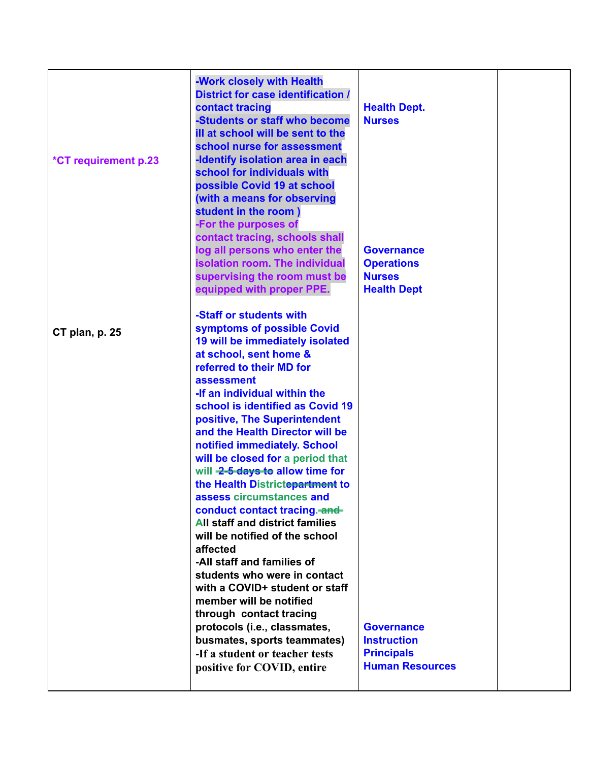| | | | |
|---|---|---|---|
| *CT requirement p.23<br><br>**CT plan, p. 25** | -Work closely with Health District for case identification / contact tracing<br>-Students or staff who become ill at school will be sent to the school nurse for assessment<br>-Identify isolation area in each school for individuals with possible Covid 19 at school (with a means for observing student in the room )<br>-For the purposes of contact tracing, schools shall log all persons who enter the isolation room. The individual supervising the room must be equipped with proper PPE.<br><br>-Staff or students with symptoms of possible Covid 19 will be immediately isolated at school, sent home & referred to their MD for assessment<br>-If an individual within the school is identified as Covid 19 positive, The Superintendent and the Health Director will be notified immediately. School will be closed for a period that will ~~2-5 days to~~ allow time for the Health District~~epartment~~ to assess circumstances and conduct contact tracing.~~ and~~ All staff and district families will be notified of the school affected<br>-All staff and families of students who were in contact with a COVID+ student or staff member will be notified through contact tracing protocols (i.e., classmates, busmates, sports teammates)<br>-If a student or teacher tests positive for COVID, entire | Health Dept.<br>Nurses<br><br>Governance<br>Operations<br>Nurses<br>Health Dept<br><br>Governance<br>Instruction<br>Principals<br>Human Resources | |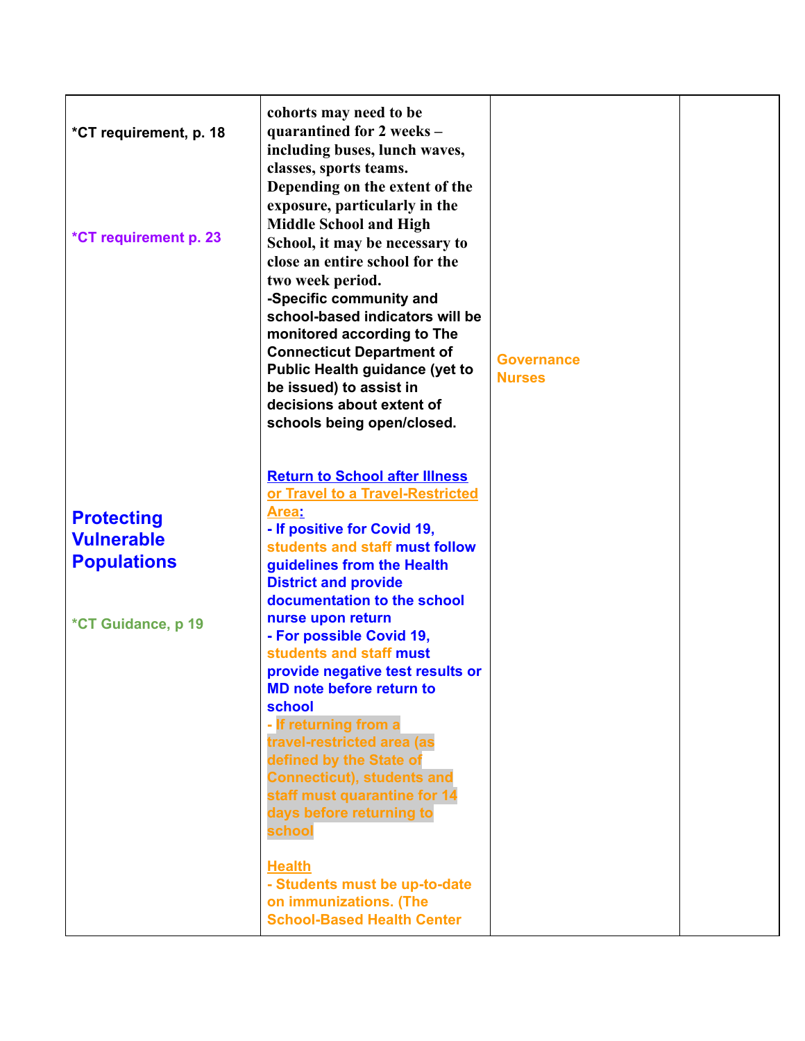| | | | |
|---|---|---|---|
| *CT requirement, p. 18<br><br>*CT requirement p. 23<br><br>**Protecting Vulnerable Populations**<br><br>*CT Guidance, p 19 | **cohorts may need to be quarantined for 2 weeks – including buses, lunch waves, classes, sports teams. Depending on the extent of the exposure, particularly in the Middle School and High School, it may be necessary to close an entire school for the two week period.**<br>**-Specific community and school-based indicators will be monitored according to The Connecticut Department of Public Health guidance (yet to be issued) to assist in decisions about extent of schools being open/closed.**<br><br>**Return to School after Illness or Travel to a Travel-Restricted Area:**<br>**- If positive for Covid 19, students and staff must follow guidelines from the Health District and provide documentation to the school nurse upon return**<br>**- For possible Covid 19, students and staff must provide negative test results or MD note before return to school**<br>**- If returning from a travel-restricted area (as defined by the State of Connecticut), students and staff must quarantine for 14 days before returning to school**<br><br>**Health**<br>**- Students must be up-to-date on immunizations. (The School-Based Health Center** | Governance<br>Nurses | |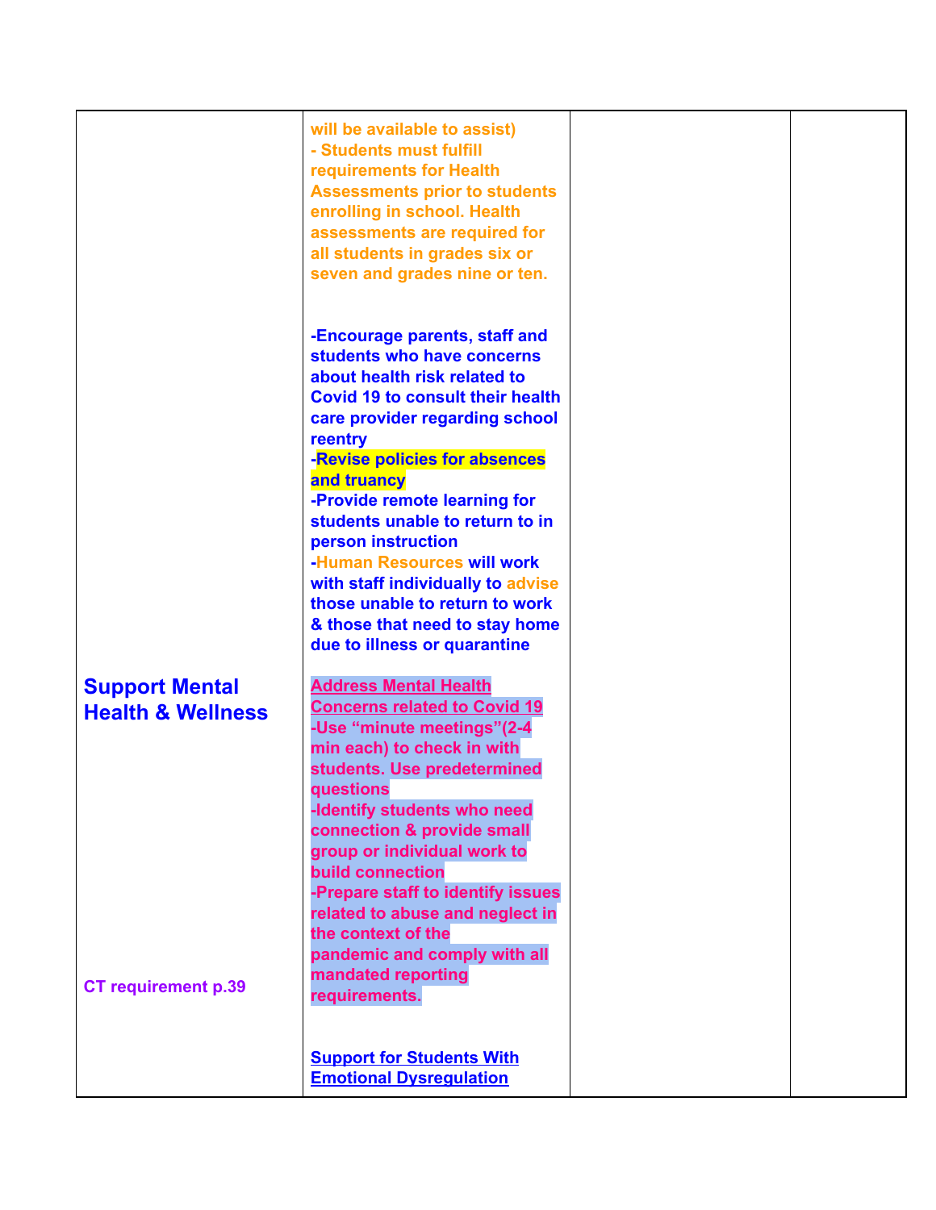| | | | |
|---|---|---|---|
| **Support Mental Health & Wellness**<br><br>CT requirement p.39 | will be available to assist)<br>- Students must fulfill requirements for Health Assessments prior to students enrolling in school. Health assessments are required for all students in grades six or seven and grades nine or ten.<br><br>-Encourage parents, staff and students who have concerns about health risk related to Covid 19 to consult their health care provider regarding school reentry<br>-Revise policies for absences and truancy<br>-Provide remote learning for students unable to return to in person instruction<br>-Human Resources will work with staff individually to advise those unable to return to work & those that need to stay home due to illness or quarantine<br><br>Address Mental Health Concerns related to Covid 19<br>-Use "minute meetings"(2-4 min each) to check in with students. Use predetermined questions<br>-Identify students who need connection & provide small group or individual work to build connection<br>-Prepare staff to identify issues related to abuse and neglect in the context of the pandemic and comply with all mandated reporting requirements.<br><br>Support for Students With Emotional Dysregulation | | |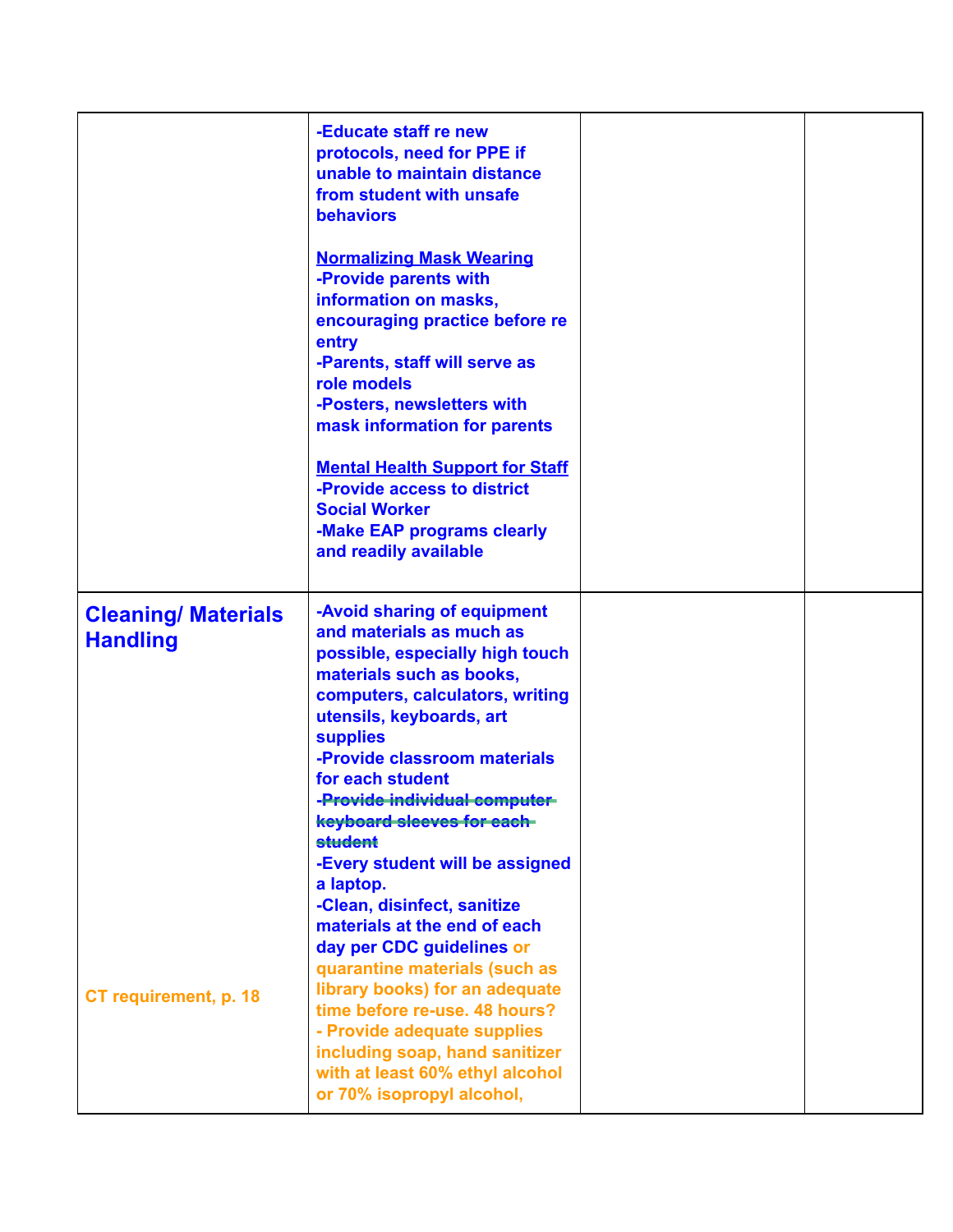| | | | |
|---|---|---|---|
| | -Educate staff re new protocols, need for PPE if unable to maintain distance from student with unsafe behaviors<br><br><u>Normalizing Mask Wearing</u><br>-Provide parents with information on masks, encouraging practice before re entry<br>-Parents, staff will serve as role models<br>-Posters, newsletters with mask information for parents<br><br><u>Mental Health Support for Staff</u><br>-Provide access to district Social Worker<br>-Make EAP programs clearly and readily available | | |
| **Cleaning/ Materials Handling**<br><br>CT requirement, p. 18 | -Avoid sharing of equipment and materials as much as possible, especially high touch materials such as books, computers, calculators, writing utensils, keyboards, art supplies<br>-Provide classroom materials for each student<br>~~-Provide individual computer keyboard sleeves for each student~~<br>-Every student will be assigned a laptop.<br>-Clean, disinfect, sanitize materials at the end of each day per CDC guidelines or quarantine materials (such as library books) for an adequate time before re-use. 48 hours?<br>- Provide adequate supplies including soap, hand sanitizer with at least 60% ethyl alcohol or 70% isopropyl alcohol, | | |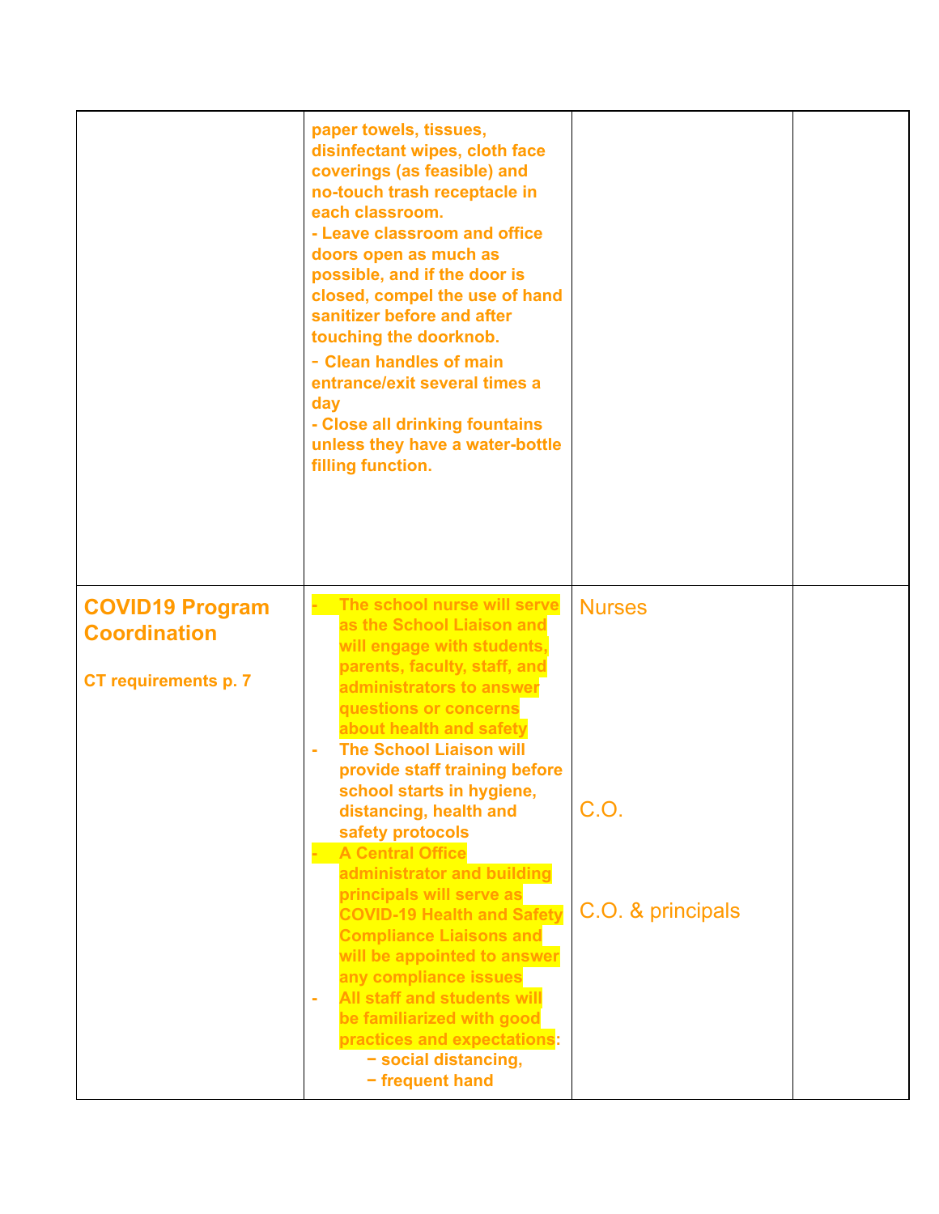| | | | |
|---|---|---|---|
| | paper towels, tissues, disinfectant wipes, cloth face coverings (as feasible) and no-touch trash receptacle in each classroom.<br>- Leave classroom and office doors open as much as possible, and if the door is closed, compel the use of hand sanitizer before and after touching the doorknob.<br>- Clean handles of main entrance/exit several times a day<br>- Close all drinking fountains unless they have a water-bottle filling function. | | |
| **COVID19 Program Coordination**<br><br>**CT requirements p. 7** | - The school nurse will serve as the School Liaison and will engage with students, parents, faculty, staff, and administrators to answer questions or concerns about health and safety<br>- The School Liaison will provide staff training before school starts in hygiene, distancing, health and safety protocols<br>- A Central Office administrator and building principals will serve as COVID-19 Health and Safety Compliance Liaisons and will be appointed to answer any compliance issues<br>- All staff and students will be familiarized with good practices and expectations:<br>− social distancing,<br>− frequent hand | Nurses<br><br>C.O.<br><br>C.O. & principals | |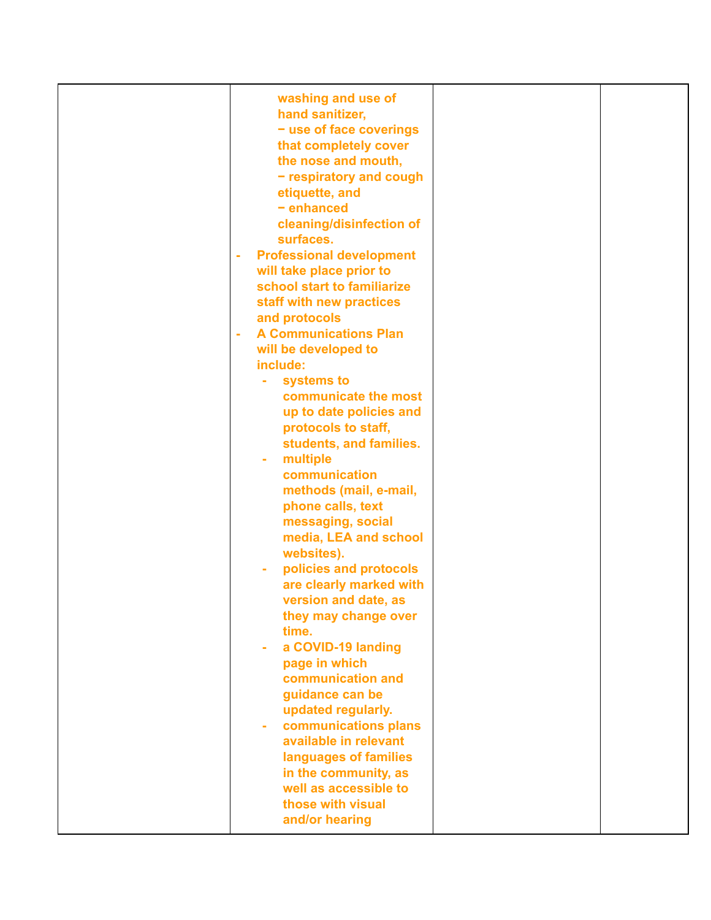| | | | |
|---|---|---|---|
| | **washing and use of hand sanitizer,**<br>**− use of face coverings that completely cover the nose and mouth,**<br>**− respiratory and cough etiquette, and**<br>**− enhanced cleaning/disinfection of surfaces.**<br>- **Professional development will take place prior to school start to familiarize staff with new practices and protocols**<br>- **A Communications Plan will be developed to include:**<br>  - **systems to communicate the most up to date policies and protocols to staff, students, and families.**<br>  - **multiple communication methods (mail, e-mail, phone calls, text messaging, social media, LEA and school websites).**<br>  - **policies and protocols are clearly marked with version and date, as they may change over time.**<br>  - **a COVID-19 landing page in which communication and guidance can be updated regularly.**<br>  - **communications plans available in relevant languages of families in the community, as well as accessible to those with visual and/or hearing** | | |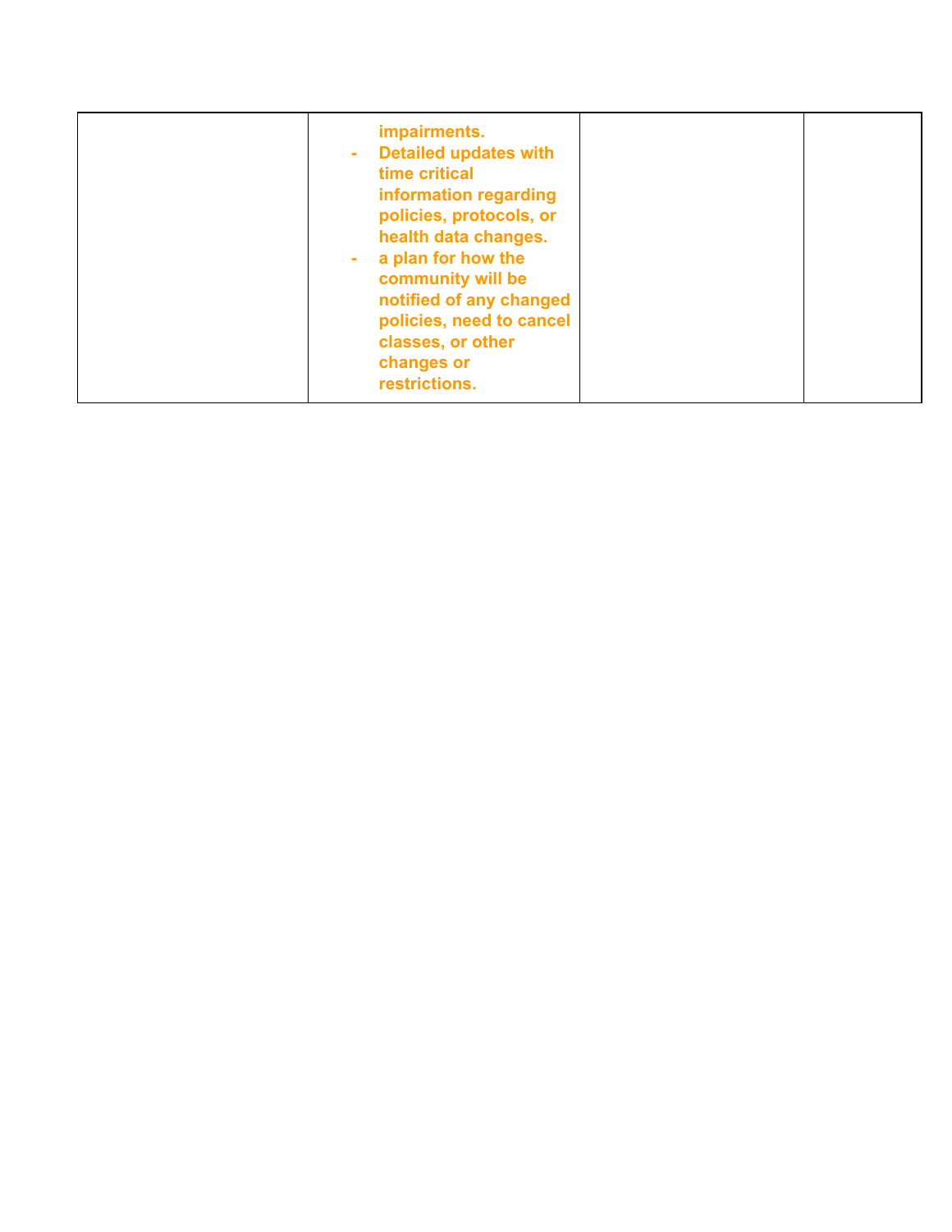| | | | |
|---|---|---|---|
| | **impairments.**<br>- **Detailed updates with time critical information regarding policies, protocols, or health data changes.**<br>- **a plan for how the community will be notified of any changed policies, need to cancel classes, or other changes or restrictions.** | | |